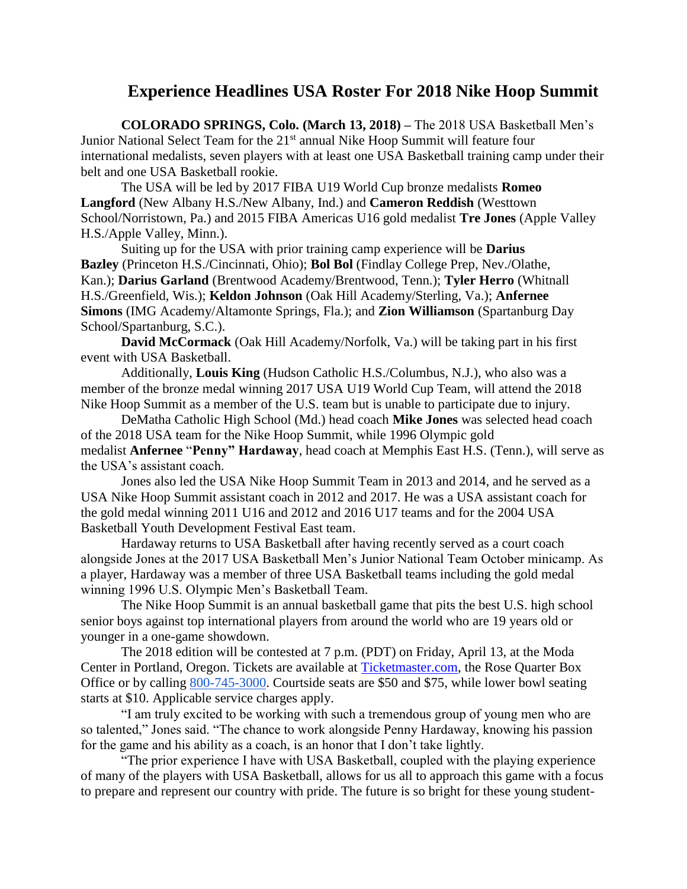# Experience Headlines USA Roster For 2018 Nike Hoop Summit

**COLORADO SPRINGS, Colo. (March 13, 2018) –** The 2018 USA Basketball Men's Junior National Select Team for the 21st annual Nike Hoop Summit will feature four international medalists, seven players with at least one USA Basketball training camp under their belt and one USA Basketball rookie.

The USA will be led by 2017 FIBA U19 World Cup bronze medalists **Romeo Langford** (New Albany H.S./New Albany, Ind.) and **Cameron Reddish** (Westtown School/Norristown, Pa.) and 2015 FIBA Americas U16 gold medalist **Tre Jones** (Apple Valley H.S./Apple Valley, Minn.).

Suiting up for the USA with prior training camp experience will be **Darius Bazley** (Princeton H.S./Cincinnati, Ohio); **Bol Bol** (Findlay College Prep, Nev./Olathe, Kan.); **Darius Garland** (Brentwood Academy/Brentwood, Tenn.); **Tyler Herro** (Whitnall H.S./Greenfield, Wis.); **Keldon Johnson** (Oak Hill Academy/Sterling, Va.); **Anfernee Simons** (IMG Academy/Altamonte Springs, Fla.); and **Zion Williamson** (Spartanburg Day School/Spartanburg, S.C.).

**David McCormack** (Oak Hill Academy/Norfolk, Va.) will be taking part in his first event with USA Basketball.

Additionally, **Louis King** (Hudson Catholic H.S./Columbus, N.J.), who also was a member of the bronze medal winning 2017 USA U19 World Cup Team, will attend the 2018 Nike Hoop Summit as a member of the U.S. team but is unable to participate due to injury.

DeMatha Catholic High School (Md.) head coach **Mike Jones** was selected head coach of the 2018 USA team for the Nike Hoop Summit, while 1996 Olympic gold medalist **Anfernee "Penny" Hardaway**, head coach at Memphis East H.S. (Tenn.), will serve as the USA's assistant coach.

Jones also led the USA Nike Hoop Summit Team in 2013 and 2014, and he served as a USA Nike Hoop Summit assistant coach in 2012 and 2017. He was a USA assistant coach for the gold medal winning 2011 U16 and 2012 and 2016 U17 teams and for the 2004 USA Basketball Youth Development Festival East team.

Hardaway returns to USA Basketball after having recently served as a court coach alongside Jones at the 2017 USA Basketball Men's Junior National Team October minicamp. As a player, Hardaway was a member of three USA Basketball teams including the gold medal winning 1996 U.S. Olympic Men's Basketball Team.

The Nike Hoop Summit is an annual basketball game that pits the best U.S. high school senior boys against top international players from around the world who are 19 years old or younger in a one-game showdown.

The 2018 edition will be contested at 7 p.m. (PDT) on Friday, April 13, at the Moda Center in Portland, Oregon. Tickets are available at Ticketmaster.com, the Rose Quarter Box Office or by calling 800-745-3000. Courtside seats are $50 and $75, while lower bowl seating starts at $10. Applicable service charges apply.

"I am truly excited to be working with such a tremendous group of young men who are so talented," Jones said. "The chance to work alongside Penny Hardaway, knowing his passion for the game and his ability as a coach, is an honor that I don't take lightly.

"The prior experience I have with USA Basketball, coupled with the playing experience of many of the players with USA Basketball, allows for us all to approach this game with a focus to prepare and represent our country with pride. The future is so bright for these young student-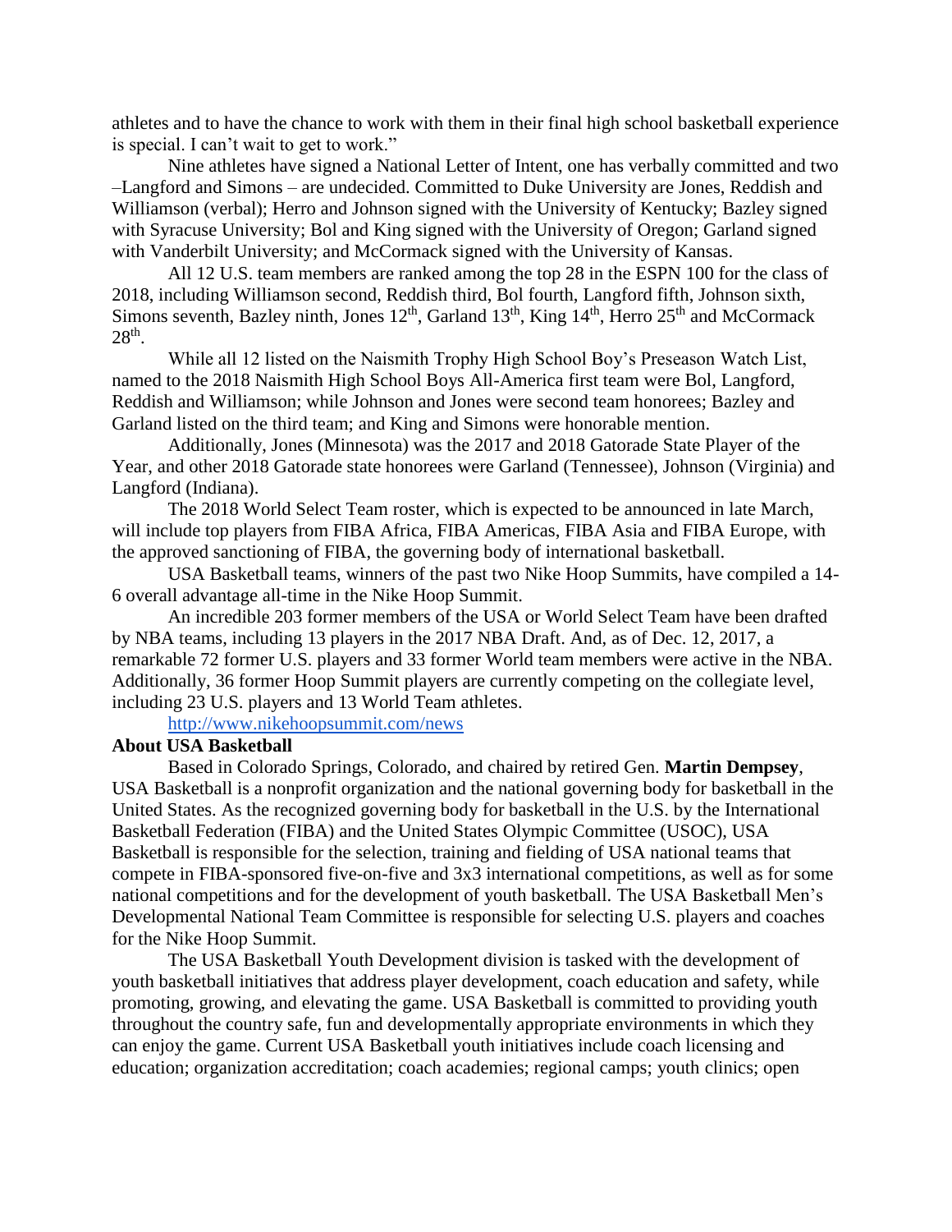athletes and to have the chance to work with them in their final high school basketball experience is special. I can't wait to get to work."

Nine athletes have signed a National Letter of Intent, one has verbally committed and two –Langford and Simons – are undecided. Committed to Duke University are Jones, Reddish and Williamson (verbal); Herro and Johnson signed with the University of Kentucky; Bazley signed with Syracuse University; Bol and King signed with the University of Oregon; Garland signed with Vanderbilt University; and McCormack signed with the University of Kansas.

All 12 U.S. team members are ranked among the top 28 in the ESPN 100 for the class of 2018, including Williamson second, Reddish third, Bol fourth, Langford fifth, Johnson sixth, Simons seventh, Bazley ninth, Jones 12th, Garland 13th, King 14th, Herro 25th and McCormack 28th.

While all 12 listed on the Naismith Trophy High School Boy's Preseason Watch List, named to the 2018 Naismith High School Boys All-America first team were Bol, Langford, Reddish and Williamson; while Johnson and Jones were second team honorees; Bazley and Garland listed on the third team; and King and Simons were honorable mention.

Additionally, Jones (Minnesota) was the 2017 and 2018 Gatorade State Player of the Year, and other 2018 Gatorade state honorees were Garland (Tennessee), Johnson (Virginia) and Langford (Indiana).

The 2018 World Select Team roster, which is expected to be announced in late March, will include top players from FIBA Africa, FIBA Americas, FIBA Asia and FIBA Europe, with the approved sanctioning of FIBA, the governing body of international basketball.

USA Basketball teams, winners of the past two Nike Hoop Summits, have compiled a 14-6 overall advantage all-time in the Nike Hoop Summit.

An incredible 203 former members of the USA or World Select Team have been drafted by NBA teams, including 13 players in the 2017 NBA Draft. And, as of Dec. 12, 2017, a remarkable 72 former U.S. players and 33 former World team members were active in the NBA. Additionally, 36 former Hoop Summit players are currently competing on the collegiate level, including 23 U.S. players and 13 World Team athletes.

http://www.nikehoopsummit.com/news

**About USA Basketball**

Based in Colorado Springs, Colorado, and chaired by retired Gen. **Martin Dempsey**, USA Basketball is a nonprofit organization and the national governing body for basketball in the United States. As the recognized governing body for basketball in the U.S. by the International Basketball Federation (FIBA) and the United States Olympic Committee (USOC), USA Basketball is responsible for the selection, training and fielding of USA national teams that compete in FIBA-sponsored five-on-five and 3x3 international competitions, as well as for some national competitions and for the development of youth basketball. The USA Basketball Men's Developmental National Team Committee is responsible for selecting U.S. players and coaches for the Nike Hoop Summit.

The USA Basketball Youth Development division is tasked with the development of youth basketball initiatives that address player development, coach education and safety, while promoting, growing, and elevating the game. USA Basketball is committed to providing youth throughout the country safe, fun and developmentally appropriate environments in which they can enjoy the game. Current USA Basketball youth initiatives include coach licensing and education; organization accreditation; coach academies; regional camps; youth clinics; open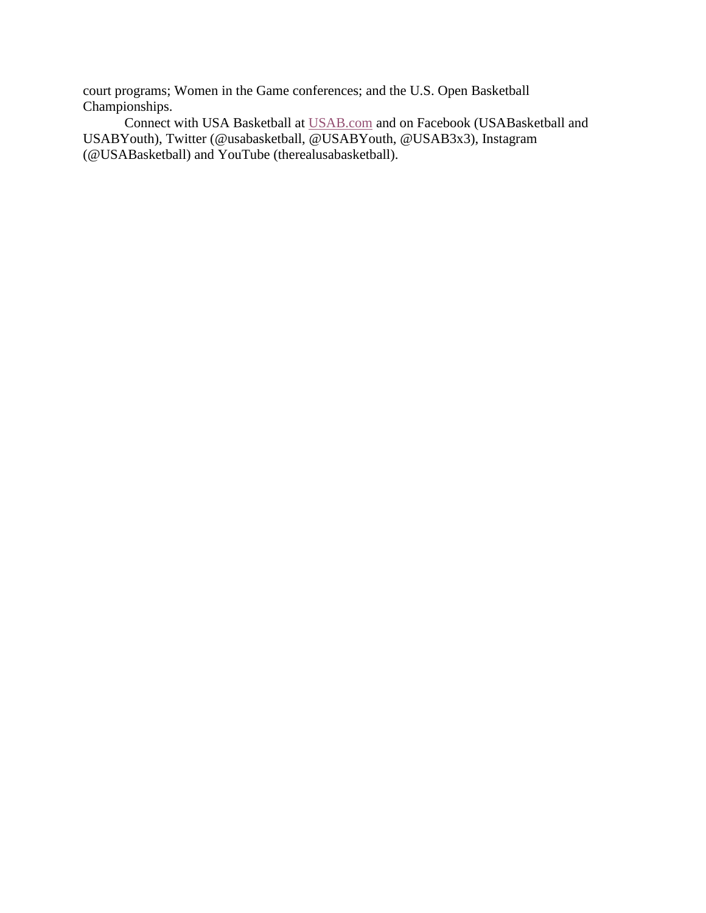court programs; Women in the Game conferences; and the U.S. Open Basketball Championships.

Connect with USA Basketball at USAB.com and on Facebook (USABasketball and USABYouth), Twitter (@usabasketball, @USABYouth, @USAB3x3), Instagram (@USABasketball) and YouTube (therealusabasketball).